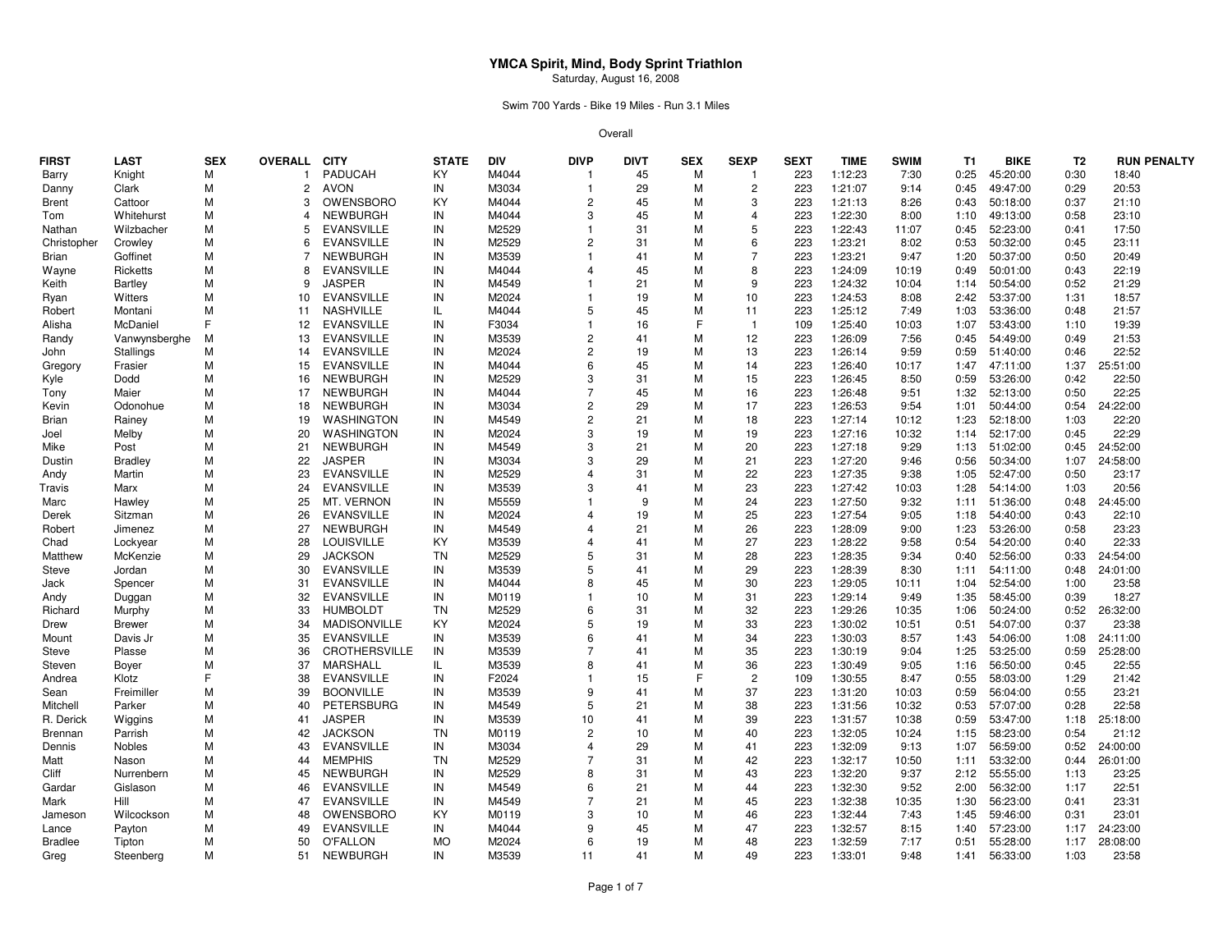# YMCA Spirit, Mind, Body Sprint Triathlon

Saturday, August 16, 2008

Swim 700 Yards - Bike 19 Miles - Run 3.1 Miles

Overall

| FIRST | LAST | SEX | OVERALL | CITY | STATE | DIV | DIVP | DIVT | SEX | SEXP | SEXT | TIME | SWIM | T1 | BIKE | T2 | RUN | PENALTY |
|---|---|---|---|---|---|---|---|---|---|---|---|---|---|---|---|---|---|---|
| Barry | Knight | M | 1 | PADUCAH | KY | M4044 | 1 | 45 | M | 1 | 223 | 1:12:23 | 7:30 | 0:25 | 45:20:00 | 0:30 | 18:40 | |
| Danny | Clark | M | 2 | AVON | IN | M3034 | 1 | 29 | M | 2 | 223 | 1:21:07 | 9:14 | 0:45 | 49:47:00 | 0:29 | 20:53 | |
| Brent | Cattoor | M | 3 | OWENSBORO | KY | M4044 | 2 | 45 | M | 3 | 223 | 1:21:13 | 8:26 | 0:43 | 50:18:00 | 0:37 | 21:10 | |
| Tom | Whitehurst | M | 4 | NEWBURGH | IN | M4044 | 3 | 45 | M | 4 | 223 | 1:22:30 | 8:00 | 1:10 | 49:13:00 | 0:58 | 23:10 | |
| Nathan | Wilzbacher | M | 5 | EVANSVILLE | IN | M2529 | 1 | 31 | M | 5 | 223 | 1:22:43 | 11:07 | 0:45 | 52:23:00 | 0:41 | 17:50 | |
| Christopher | Crowley | M | 6 | EVANSVILLE | IN | M2529 | 2 | 31 | M | 6 | 223 | 1:23:21 | 8:02 | 0:53 | 50:32:00 | 0:45 | 23:11 | |
| Brian | Goffinet | M | 7 | NEWBURGH | IN | M3539 | 1 | 41 | M | 7 | 223 | 1:23:21 | 9:47 | 1:20 | 50:37:00 | 0:50 | 20:49 | |
| Wayne | Ricketts | M | 8 | EVANSVILLE | IN | M4044 | 4 | 45 | M | 8 | 223 | 1:24:09 | 10:19 | 0:49 | 50:01:00 | 0:43 | 22:19 | |
| Keith | Bartley | M | 9 | JASPER | IN | M4549 | 1 | 21 | M | 9 | 223 | 1:24:32 | 10:04 | 1:14 | 50:54:00 | 0:52 | 21:29 | |
| Ryan | Witters | M | 10 | EVANSVILLE | IN | M2024 | 1 | 19 | M | 10 | 223 | 1:24:53 | 8:08 | 2:42 | 53:37:00 | 1:31 | 18:57 | |
| Robert | Montani | M | 11 | NASHVILLE | IL | M4044 | 5 | 45 | M | 11 | 223 | 1:25:12 | 7:49 | 1:03 | 53:36:00 | 0:48 | 21:57 | |
| Alisha | McDaniel | F | 12 | EVANSVILLE | IN | F3034 | 1 | 16 | F | 1 | 109 | 1:25:40 | 10:03 | 1:07 | 53:43:00 | 1:10 | 19:39 | |
| Randy | Vanwynsberghe | M | 13 | EVANSVILLE | IN | M3539 | 2 | 41 | M | 12 | 223 | 1:26:09 | 7:56 | 0:45 | 54:49:00 | 0:49 | 21:53 | |
| John | Stallings | M | 14 | EVANSVILLE | IN | M2024 | 2 | 19 | M | 13 | 223 | 1:26:14 | 9:59 | 0:59 | 51:40:00 | 0:46 | 22:52 | |
| Gregory | Frasier | M | 15 | EVANSVILLE | IN | M4044 | 6 | 45 | M | 14 | 223 | 1:26:40 | 10:17 | 1:47 | 47:11:00 | 1:37 | 25:51:00 | |
| Kyle | Dodd | M | 16 | NEWBURGH | IN | M2529 | 3 | 31 | M | 15 | 223 | 1:26:45 | 8:50 | 0:59 | 53:26:00 | 0:42 | 22:50 | |
| Tony | Maier | M | 17 | NEWBURGH | IN | M4044 | 7 | 45 | M | 16 | 223 | 1:26:48 | 9:51 | 1:32 | 52:13:00 | 0:50 | 22:25 | |
| Kevin | Odonohue | M | 18 | NEWBURGH | IN | M3034 | 2 | 29 | M | 17 | 223 | 1:26:53 | 9:54 | 1:01 | 50:44:00 | 0:54 | 24:22:00 | |
| Brian | Rainey | M | 19 | WASHINGTON | IN | M4549 | 2 | 21 | M | 18 | 223 | 1:27:14 | 10:12 | 1:23 | 52:18:00 | 1:03 | 22:20 | |
| Joel | Melby | M | 20 | WASHINGTON | IN | M2024 | 3 | 19 | M | 19 | 223 | 1:27:16 | 10:32 | 1:14 | 52:17:00 | 0:45 | 22:29 | |
| Mike | Post | M | 21 | NEWBURGH | IN | M4549 | 3 | 21 | M | 20 | 223 | 1:27:18 | 9:29 | 1:13 | 51:02:00 | 0:45 | 24:52:00 | |
| Dustin | Bradley | M | 22 | JASPER | IN | M3034 | 3 | 29 | M | 21 | 223 | 1:27:20 | 9:46 | 0:56 | 50:34:00 | 1:07 | 24:58:00 | |
| Andy | Martin | M | 23 | EVANSVILLE | IN | M2529 | 4 | 31 | M | 22 | 223 | 1:27:35 | 9:38 | 1:05 | 52:47:00 | 0:50 | 23:17 | |
| Travis | Marx | M | 24 | EVANSVILLE | IN | M3539 | 3 | 41 | M | 23 | 223 | 1:27:42 | 10:03 | 1:28 | 54:14:00 | 1:03 | 20:56 | |
| Marc | Hawley | M | 25 | MT. VERNON | IN | M5559 | 1 | 9 | M | 24 | 223 | 1:27:50 | 9:32 | 1:11 | 51:36:00 | 0:48 | 24:45:00 | |
| Derek | Sitzman | M | 26 | EVANSVILLE | IN | M2024 | 4 | 19 | M | 25 | 223 | 1:27:54 | 9:05 | 1:18 | 54:40:00 | 0:43 | 22:10 | |
| Robert | Jimenez | M | 27 | NEWBURGH | IN | M4549 | 4 | 21 | M | 26 | 223 | 1:28:09 | 9:00 | 1:23 | 53:26:00 | 0:58 | 23:23 | |
| Chad | Lockyear | M | 28 | LOUISVILLE | KY | M3539 | 4 | 41 | M | 27 | 223 | 1:28:22 | 9:58 | 0:54 | 54:20:00 | 0:40 | 22:33 | |
| Matthew | McKenzie | M | 29 | JACKSON | TN | M2529 | 5 | 31 | M | 28 | 223 | 1:28:35 | 9:34 | 0:40 | 52:56:00 | 0:33 | 24:54:00 | |
| Steve | Jordan | M | 30 | EVANSVILLE | IN | M3539 | 5 | 41 | M | 29 | 223 | 1:28:39 | 8:30 | 1:11 | 54:11:00 | 0:48 | 24:01:00 | |
| Jack | Spencer | M | 31 | EVANSVILLE | IN | M4044 | 8 | 45 | M | 30 | 223 | 1:29:05 | 10:11 | 1:04 | 52:54:00 | 1:00 | 23:58 | |
| Andy | Duggan | M | 32 | EVANSVILLE | IN | M0119 | 1 | 10 | M | 31 | 223 | 1:29:14 | 9:49 | 1:35 | 58:45:00 | 0:39 | 18:27 | |
| Richard | Murphy | M | 33 | HUMBOLDT | TN | M2529 | 6 | 31 | M | 32 | 223 | 1:29:26 | 10:35 | 1:06 | 50:24:00 | 0:52 | 26:32:00 | |
| Drew | Brewer | M | 34 | MADISONVILLE | KY | M2024 | 5 | 19 | M | 33 | 223 | 1:30:02 | 10:51 | 0:51 | 54:07:00 | 0:37 | 23:38 | |
| Mount | Davis Jr | M | 35 | EVANSVILLE | IN | M3539 | 6 | 41 | M | 34 | 223 | 1:30:03 | 8:57 | 1:43 | 54:06:00 | 1:08 | 24:11:00 | |
| Steve | Plasse | M | 36 | CROTHERSVILLE | IN | M3539 | 7 | 41 | M | 35 | 223 | 1:30:19 | 9:04 | 1:25 | 53:25:00 | 0:59 | 25:28:00 | |
| Steven | Boyer | M | 37 | MARSHALL | IL | M3539 | 8 | 41 | M | 36 | 223 | 1:30:49 | 9:05 | 1:16 | 56:50:00 | 0:45 | 22:55 | |
| Andrea | Klotz | F | 38 | EVANSVILLE | IN | F2024 | 1 | 15 | F | 2 | 109 | 1:30:55 | 8:47 | 0:55 | 58:03:00 | 1:29 | 21:42 | |
| Sean | Freimiller | M | 39 | BOONVILLE | IN | M3539 | 9 | 41 | M | 37 | 223 | 1:31:20 | 10:03 | 0:59 | 56:04:00 | 0:55 | 23:21 | |
| Mitchell | Parker | M | 40 | PETERSBURG | IN | M4549 | 5 | 21 | M | 38 | 223 | 1:31:56 | 10:32 | 0:53 | 57:07:00 | 0:28 | 22:58 | |
| R. Derick | Wiggins | M | 41 | JASPER | IN | M3539 | 10 | 41 | M | 39 | 223 | 1:31:57 | 10:38 | 0:59 | 53:47:00 | 1:18 | 25:18:00 | |
| Brennan | Parrish | M | 42 | JACKSON | TN | M0119 | 2 | 10 | M | 40 | 223 | 1:32:05 | 10:24 | 1:15 | 58:23:00 | 0:54 | 21:12 | |
| Dennis | Nobles | M | 43 | EVANSVILLE | IN | M3034 | 4 | 29 | M | 41 | 223 | 1:32:09 | 9:13 | 1:07 | 56:59:00 | 0:52 | 24:00:00 | |
| Matt | Nason | M | 44 | MEMPHIS | TN | M2529 | 7 | 31 | M | 42 | 223 | 1:32:17 | 10:50 | 1:11 | 53:32:00 | 0:44 | 26:01:00 | |
| Cliff | Nurrenbern | M | 45 | NEWBURGH | IN | M2529 | 8 | 31 | M | 43 | 223 | 1:32:20 | 9:37 | 2:12 | 55:55:00 | 1:13 | 23:25 | |
| Gardar | Gislason | M | 46 | EVANSVILLE | IN | M4549 | 6 | 21 | M | 44 | 223 | 1:32:30 | 9:52 | 2:00 | 56:32:00 | 1:17 | 22:51 | |
| Mark | Hill | M | 47 | EVANSVILLE | IN | M4549 | 7 | 21 | M | 45 | 223 | 1:32:38 | 10:35 | 1:30 | 56:23:00 | 0:41 | 23:31 | |
| Jameson | Wilcockson | M | 48 | OWENSBORO | KY | M0119 | 3 | 10 | M | 46 | 223 | 1:32:44 | 7:43 | 1:45 | 59:46:00 | 0:31 | 23:01 | |
| Lance | Payton | M | 49 | EVANSVILLE | IN | M4044 | 9 | 45 | M | 47 | 223 | 1:32:57 | 8:15 | 1:40 | 57:23:00 | 1:17 | 24:23:00 | |
| Bradlee | Tipton | M | 50 | O'FALLON | MO | M2024 | 6 | 19 | M | 48 | 223 | 1:32:59 | 7:17 | 0:51 | 55:28:00 | 1:17 | 28:08:00 | |
| Greg | Steenberg | M | 51 | NEWBURGH | IN | M3539 | 11 | 41 | M | 49 | 223 | 1:33:01 | 9:48 | 1:41 | 56:33:00 | 1:03 | 23:58 | |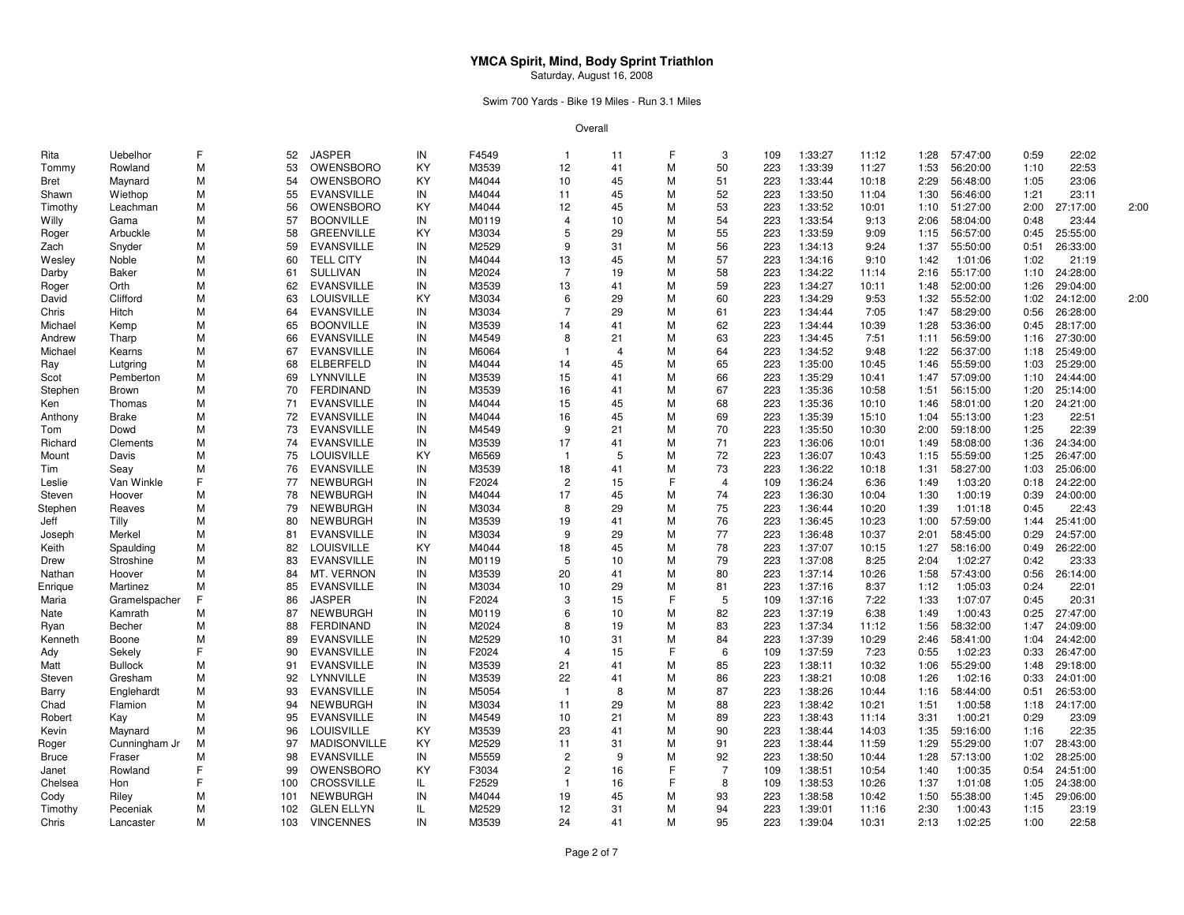# YMCA Spirit, Mind, Body Sprint Triathlon

Saturday, August 16, 2008

Swim 700 Yards - Bike 19 Miles - Run 3.1 Miles

Overall

| | | | | | | | | | | | | | | | | | | | |
|---|---|---|---|---|---|---|---|---|---|---|---|---|---|---|---|---|---|---|---|
| Rita | Uebelhor | F | 52 | JASPER | IN | F4549 | 1 | 11 | F | 3 | 109 | 1:33:27 | 11:12 | 1:28 | 57:47:00 | 0:59 | 22:02 | |
| Tommy | Rowland | M | 53 | OWENSBORO | KY | M3539 | 12 | 41 | M | 50 | 223 | 1:33:39 | 11:27 | 1:53 | 56:20:00 | 1:10 | 22:53 | |
| Bret | Maynard | M | 54 | OWENSBORO | KY | M4044 | 10 | 45 | M | 51 | 223 | 1:33:44 | 10:18 | 2:29 | 56:48:00 | 1:05 | 23:06 | |
| Shawn | Wiethop | M | 55 | EVANSVILLE | IN | M4044 | 11 | 45 | M | 52 | 223 | 1:33:50 | 11:04 | 1:30 | 56:46:00 | 1:21 | 23:11 | |
| Timothy | Leachman | M | 56 | OWENSBORO | KY | M4044 | 12 | 45 | M | 53 | 223 | 1:33:52 | 10:01 | 1:10 | 51:27:00 | 2:00 | 27:17:00 | 2:00 |
| Willy | Gama | M | 57 | BOONVILLE | IN | M0119 | 4 | 10 | M | 54 | 223 | 1:33:54 | 9:13 | 2:06 | 58:04:00 | 0:48 | 23:44 | |
| Roger | Arbuckle | M | 58 | GREENVILLE | KY | M3034 | 5 | 29 | M | 55 | 223 | 1:33:59 | 9:09 | 1:15 | 56:57:00 | 0:45 | 25:55:00 | |
| Zach | Snyder | M | 59 | EVANSVILLE | IN | M2529 | 9 | 31 | M | 56 | 223 | 1:34:13 | 9:24 | 1:37 | 55:50:00 | 0:51 | 26:33:00 | |
| Wesley | Noble | M | 60 | TELL CITY | IN | M4044 | 13 | 45 | M | 57 | 223 | 1:34:16 | 9:10 | 1:42 | 1:01:06 | 1:02 | 21:19 | |
| Darby | Baker | M | 61 | SULLIVAN | IN | M2024 | 7 | 19 | M | 58 | 223 | 1:34:22 | 11:14 | 2:16 | 55:17:00 | 1:10 | 24:28:00 | |
| Roger | Orth | M | 62 | EVANSVILLE | IN | M3539 | 13 | 41 | M | 59 | 223 | 1:34:27 | 10:11 | 1:48 | 52:00:00 | 1:26 | 29:04:00 | |
| David | Clifford | M | 63 | LOUISVILLE | KY | M3034 | 6 | 29 | M | 60 | 223 | 1:34:29 | 9:53 | 1:32 | 55:52:00 | 1:02 | 24:12:00 | 2:00 |
| Chris | Hitch | M | 64 | EVANSVILLE | IN | M3034 | 7 | 29 | M | 61 | 223 | 1:34:44 | 7:05 | 1:47 | 58:29:00 | 0:56 | 26:28:00 | |
| Michael | Kemp | M | 65 | BOONVILLE | IN | M3539 | 14 | 41 | M | 62 | 223 | 1:34:44 | 10:39 | 1:28 | 53:36:00 | 0:45 | 28:17:00 | |
| Andrew | Tharp | M | 66 | EVANSVILLE | IN | M4549 | 8 | 21 | M | 63 | 223 | 1:34:45 | 7:51 | 1:11 | 56:59:00 | 1:16 | 27:30:00 | |
| Michael | Kearns | M | 67 | EVANSVILLE | IN | M6064 | 1 | 4 | M | 64 | 223 | 1:34:52 | 9:48 | 1:22 | 56:37:00 | 1:18 | 25:49:00 | |
| Ray | Lutgring | M | 68 | ELBERFELD | IN | M4044 | 14 | 45 | M | 65 | 223 | 1:35:00 | 10:45 | 1:46 | 55:59:00 | 1:03 | 25:29:00 | |
| Scot | Pemberton | M | 69 | LYNNVILLE | IN | M3539 | 15 | 41 | M | 66 | 223 | 1:35:29 | 10:41 | 1:47 | 57:09:00 | 1:10 | 24:44:00 | |
| Stephen | Brown | M | 70 | FERDINAND | IN | M3539 | 16 | 41 | M | 67 | 223 | 1:35:36 | 10:58 | 1:51 | 56:15:00 | 1:20 | 25:14:00 | |
| Ken | Thomas | M | 71 | EVANSVILLE | IN | M4044 | 15 | 45 | M | 68 | 223 | 1:35:36 | 10:10 | 1:46 | 58:01:00 | 1:20 | 24:21:00 | |
| Anthony | Brake | M | 72 | EVANSVILLE | IN | M4044 | 16 | 45 | M | 69 | 223 | 1:35:39 | 15:10 | 1:04 | 55:13:00 | 1:23 | 22:51 | |
| Tom | Dowd | M | 73 | EVANSVILLE | IN | M4549 | 9 | 21 | M | 70 | 223 | 1:35:50 | 10:30 | 2:00 | 59:18:00 | 1:25 | 22:39 | |
| Richard | Clements | M | 74 | EVANSVILLE | IN | M3539 | 17 | 41 | M | 71 | 223 | 1:36:06 | 10:01 | 1:49 | 58:08:00 | 1:36 | 24:34:00 | |
| Mount | Davis | M | 75 | LOUISVILLE | KY | M6569 | 1 | 5 | M | 72 | 223 | 1:36:07 | 10:43 | 1:15 | 55:59:00 | 1:25 | 26:47:00 | |
| Tim | Seay | M | 76 | EVANSVILLE | IN | M3539 | 18 | 41 | M | 73 | 223 | 1:36:22 | 10:18 | 1:31 | 58:27:00 | 1:03 | 25:06:00 | |
| Leslie | Van Winkle | F | 77 | NEWBURGH | IN | F2024 | 2 | 15 | F | 4 | 109 | 1:36:24 | 6:36 | 1:49 | 1:03:20 | 0:18 | 24:22:00 | |
| Steven | Hoover | M | 78 | NEWBURGH | IN | M4044 | 17 | 45 | M | 74 | 223 | 1:36:30 | 10:04 | 1:30 | 1:00:19 | 0:39 | 24:00:00 | |
| Stephen | Reaves | M | 79 | NEWBURGH | IN | M3034 | 8 | 29 | M | 75 | 223 | 1:36:44 | 10:20 | 1:39 | 1:01:18 | 0:45 | 22:43 | |
| Jeff | Tilly | M | 80 | NEWBURGH | IN | M3539 | 19 | 41 | M | 76 | 223 | 1:36:45 | 10:23 | 1:00 | 57:59:00 | 1:44 | 25:41:00 | |
| Joseph | Merkel | M | 81 | EVANSVILLE | IN | M3034 | 9 | 29 | M | 77 | 223 | 1:36:48 | 10:37 | 2:01 | 58:45:00 | 0:29 | 24:57:00 | |
| Keith | Spaulding | M | 82 | LOUISVILLE | KY | M4044 | 18 | 45 | M | 78 | 223 | 1:37:07 | 10:15 | 1:27 | 58:16:00 | 0:49 | 26:22:00 | |
| Drew | Stroshine | M | 83 | EVANSVILLE | IN | M0119 | 5 | 10 | M | 79 | 223 | 1:37:08 | 8:25 | 2:04 | 1:02:27 | 0:42 | 23:33 | |
| Nathan | Hoover | M | 84 | MT. VERNON | IN | M3539 | 20 | 41 | M | 80 | 223 | 1:37:14 | 10:26 | 1:58 | 57:43:00 | 0:56 | 26:14:00 | |
| Enrique | Martinez | M | 85 | EVANSVILLE | IN | M3034 | 10 | 29 | M | 81 | 223 | 1:37:16 | 8:37 | 1:12 | 1:05:03 | 0:24 | 22:01 | |
| Maria | Gramelspacher | F | 86 | JASPER | IN | F2024 | 3 | 15 | F | 5 | 109 | 1:37:16 | 7:22 | 1:33 | 1:07:07 | 0:45 | 20:31 | |
| Nate | Kamrath | M | 87 | NEWBURGH | IN | M0119 | 6 | 10 | M | 82 | 223 | 1:37:19 | 6:38 | 1:49 | 1:00:43 | 0:25 | 27:47:00 | |
| Ryan | Becher | M | 88 | FERDINAND | IN | M2024 | 8 | 19 | M | 83 | 223 | 1:37:34 | 11:12 | 1:56 | 58:32:00 | 1:47 | 24:09:00 | |
| Kenneth | Boone | M | 89 | EVANSVILLE | IN | M2529 | 10 | 31 | M | 84 | 223 | 1:37:39 | 10:29 | 2:46 | 58:41:00 | 1:04 | 24:42:00 | |
| Ady | Sekely | F | 90 | EVANSVILLE | IN | F2024 | 4 | 15 | F | 6 | 109 | 1:37:59 | 7:23 | 0:55 | 1:02:23 | 0:33 | 26:47:00 | |
| Matt | Bullock | M | 91 | EVANSVILLE | IN | M3539 | 21 | 41 | M | 85 | 223 | 1:38:11 | 10:32 | 1:06 | 55:29:00 | 1:48 | 29:18:00 | |
| Steven | Gresham | M | 92 | LYNNVILLE | IN | M3539 | 22 | 41 | M | 86 | 223 | 1:38:21 | 10:08 | 1:26 | 1:02:16 | 0:33 | 24:01:00 | |
| Barry | Englehardt | M | 93 | EVANSVILLE | IN | M5054 | 1 | 8 | M | 87 | 223 | 1:38:26 | 10:44 | 1:16 | 58:44:00 | 0:51 | 26:53:00 | |
| Chad | Flamion | M | 94 | NEWBURGH | IN | M3034 | 11 | 29 | M | 88 | 223 | 1:38:42 | 10:21 | 1:51 | 1:00:58 | 1:18 | 24:17:00 | |
| Robert | Kay | M | 95 | EVANSVILLE | IN | M4549 | 10 | 21 | M | 89 | 223 | 1:38:43 | 11:14 | 3:31 | 1:00:21 | 0:29 | 23:09 | |
| Kevin | Maynard | M | 96 | LOUISVILLE | KY | M3539 | 23 | 41 | M | 90 | 223 | 1:38:44 | 14:03 | 1:35 | 59:16:00 | 1:16 | 22:35 | |
| Roger | Cunningham Jr | M | 97 | MADISONVILLE | KY | M2529 | 11 | 31 | M | 91 | 223 | 1:38:44 | 11:59 | 1:29 | 55:29:00 | 1:07 | 28:43:00 | |
| Bruce | Fraser | M | 98 | EVANSVILLE | IN | M5559 | 2 | 9 | M | 92 | 223 | 1:38:50 | 10:44 | 1:28 | 57:13:00 | 1:02 | 28:25:00 | |
| Janet | Rowland | F | 99 | OWENSBORO | KY | F3034 | 2 | 16 | F | 7 | 109 | 1:38:51 | 10:54 | 1:40 | 1:00:35 | 0:54 | 24:51:00 | |
| Chelsea | Hon | F | 100 | CROSSVILLE | IL | F2529 | 1 | 16 | F | 8 | 109 | 1:38:53 | 10:26 | 1:37 | 1:01:08 | 1:05 | 24:38:00 | |
| Cody | Riley | M | 101 | NEWBURGH | IN | M4044 | 19 | 45 | M | 93 | 223 | 1:38:58 | 10:42 | 1:50 | 55:38:00 | 1:45 | 29:06:00 | |
| Timothy | Peceniak | M | 102 | GLEN ELLYN | IL | M2529 | 12 | 31 | M | 94 | 223 | 1:39:01 | 11:16 | 2:30 | 1:00:43 | 1:15 | 23:19 | |
| Chris | Lancaster | M | 103 | VINCENNES | IN | M3539 | 24 | 41 | M | 95 | 223 | 1:39:04 | 10:31 | 2:13 | 1:02:25 | 1:00 | 22:58 | |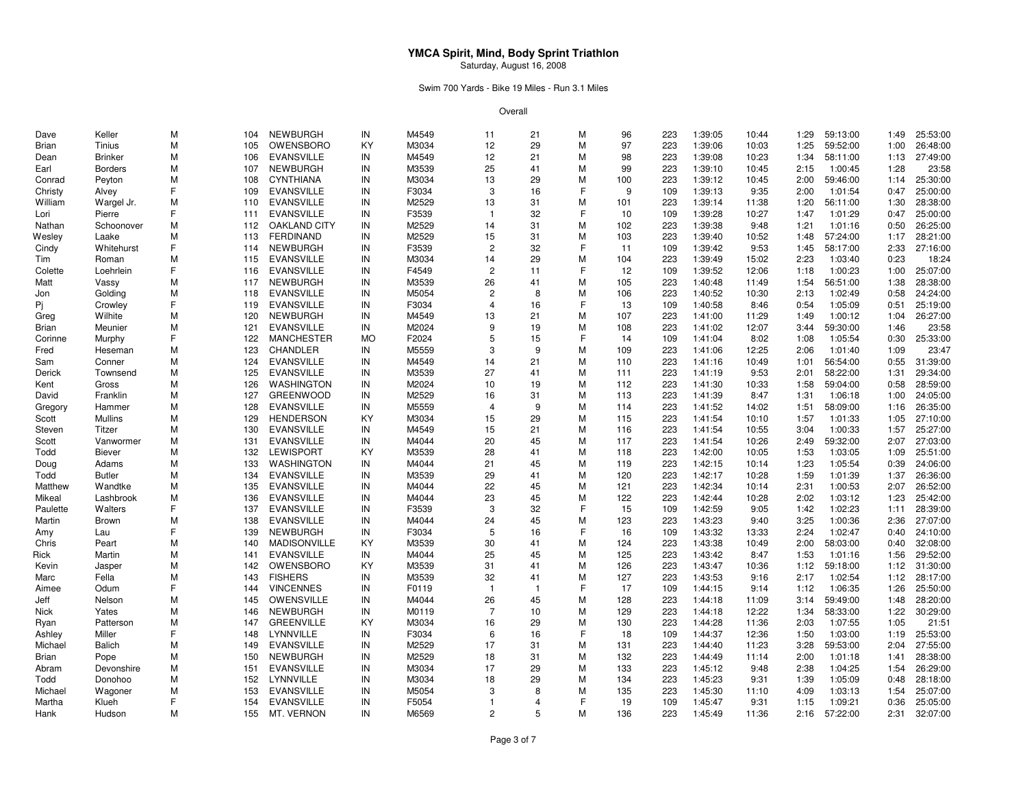# YMCA Spirit, Mind, Body Sprint Triathlon

Saturday, August 16, 2008

Swim 700 Yards - Bike 19 Miles - Run 3.1 Miles

Overall

| | | | | | | | | | | | | | | | | | | | |
|---|---|---|---|---|---|---|---|---|---|---|---|---|---|---|---|---|---|---|---|
| Dave | Keller | M | 104 | NEWBURGH | IN | M4549 | 11 | 21 | M | 96 | 223 | 1:39:05 | 10:44 | 1:29 | 59:13:00 | 1:49 | 25:53:00 |
| Brian | Tinius | M | 105 | OWENSBORO | KY | M3034 | 12 | 29 | M | 97 | 223 | 1:39:06 | 10:03 | 1:25 | 59:52:00 | 1:00 | 26:48:00 |
| Dean | Brinker | M | 106 | EVANSVILLE | IN | M4549 | 12 | 21 | M | 98 | 223 | 1:39:08 | 10:23 | 1:34 | 58:11:00 | 1:13 | 27:49:00 |
| Earl | Borders | M | 107 | NEWBURGH | IN | M3539 | 25 | 41 | M | 99 | 223 | 1:39:10 | 10:45 | 2:15 | 1:00:45 | 1:28 | 23:58 |
| Conrad | Peyton | M | 108 | CYNTHIANA | IN | M3034 | 13 | 29 | M | 100 | 223 | 1:39:12 | 10:45 | 2:00 | 59:46:00 | 1:14 | 25:30:00 |
| Christy | Alvey | F | 109 | EVANSVILLE | IN | F3034 | 3 | 16 | F | 9 | 109 | 1:39:13 | 9:35 | 2:00 | 1:01:54 | 0:47 | 25:00:00 |
| William | Wargel Jr. | M | 110 | EVANSVILLE | IN | M2529 | 13 | 31 | M | 101 | 223 | 1:39:14 | 11:38 | 1:20 | 56:11:00 | 1:30 | 28:38:00 |
| Lori | Pierre | F | 111 | EVANSVILLE | IN | F3539 | 1 | 32 | F | 10 | 109 | 1:39:28 | 10:27 | 1:47 | 1:01:29 | 0:47 | 25:00:00 |
| Nathan | Schoonover | M | 112 | OAKLAND CITY | IN | M2529 | 14 | 31 | M | 102 | 223 | 1:39:38 | 9:48 | 1:21 | 1:01:16 | 0:50 | 26:25:00 |
| Wesley | Laake | M | 113 | FERDINAND | IN | M2529 | 15 | 31 | M | 103 | 223 | 1:39:40 | 10:52 | 1:48 | 57:24:00 | 1:17 | 28:21:00 |
| Cindy | Whitehurst | F | 114 | NEWBURGH | IN | F3539 | 2 | 32 | F | 11 | 109 | 1:39:42 | 9:53 | 1:45 | 58:17:00 | 2:33 | 27:16:00 |
| Tim | Roman | M | 115 | EVANSVILLE | IN | M3034 | 14 | 29 | M | 104 | 223 | 1:39:49 | 15:02 | 2:23 | 1:03:40 | 0:23 | 18:24 |
| Colette | Loehrlein | F | 116 | EVANSVILLE | IN | F4549 | 2 | 11 | F | 12 | 109 | 1:39:52 | 12:06 | 1:18 | 1:00:23 | 1:00 | 25:07:00 |
| Matt | Vassy | M | 117 | NEWBURGH | IN | M3539 | 26 | 41 | M | 105 | 223 | 1:40:48 | 11:49 | 1:54 | 56:51:00 | 1:38 | 28:38:00 |
| Jon | Golding | M | 118 | EVANSVILLE | IN | M5054 | 2 | 8 | M | 106 | 223 | 1:40:52 | 10:30 | 2:13 | 1:02:49 | 0:58 | 24:24:00 |
| Pj | Crowley | F | 119 | EVANSVILLE | IN | F3034 | 4 | 16 | F | 13 | 109 | 1:40:58 | 8:46 | 0:54 | 1:05:09 | 0:51 | 25:19:00 |
| Greg | Wilhite | M | 120 | NEWBURGH | IN | M4549 | 13 | 21 | M | 107 | 223 | 1:41:00 | 11:29 | 1:49 | 1:00:12 | 1:04 | 26:27:00 |
| Brian | Meunier | M | 121 | EVANSVILLE | IN | M2024 | 9 | 19 | M | 108 | 223 | 1:41:02 | 12:07 | 3:44 | 59:30:00 | 1:46 | 23:58 |
| Corinne | Murphy | F | 122 | MANCHESTER | MO | F2024 | 5 | 15 | F | 14 | 109 | 1:41:04 | 8:02 | 1:08 | 1:05:54 | 0:30 | 25:33:00 |
| Fred | Heseman | M | 123 | CHANDLER | IN | M5559 | 3 | 9 | M | 109 | 223 | 1:41:06 | 12:25 | 2:06 | 1:01:40 | 1:09 | 23:47 |
| Sam | Conner | M | 124 | EVANSVILLE | IN | M4549 | 14 | 21 | M | 110 | 223 | 1:41:16 | 10:49 | 1:01 | 56:54:00 | 0:55 | 31:39:00 |
| Derick | Townsend | M | 125 | EVANSVILLE | IN | M3539 | 27 | 41 | M | 111 | 223 | 1:41:19 | 9:53 | 2:01 | 58:22:00 | 1:31 | 29:34:00 |
| Kent | Gross | M | 126 | WASHINGTON | IN | M2024 | 10 | 19 | M | 112 | 223 | 1:41:30 | 10:33 | 1:58 | 59:04:00 | 0:58 | 28:59:00 |
| David | Franklin | M | 127 | GREENWOOD | IN | M2529 | 16 | 31 | M | 113 | 223 | 1:41:39 | 8:47 | 1:31 | 1:06:18 | 1:00 | 24:05:00 |
| Gregory | Hammer | M | 128 | EVANSVILLE | IN | M5559 | 4 | 9 | M | 114 | 223 | 1:41:52 | 14:02 | 1:51 | 58:09:00 | 1:16 | 26:35:00 |
| Scott | Mullins | M | 129 | HENDERSON | KY | M3034 | 15 | 29 | M | 115 | 223 | 1:41:54 | 10:10 | 1:57 | 1:01:33 | 1:05 | 27:10:00 |
| Steven | Titzer | M | 130 | EVANSVILLE | IN | M4549 | 15 | 21 | M | 116 | 223 | 1:41:54 | 10:55 | 3:04 | 1:00:33 | 1:57 | 25:27:00 |
| Scott | Vanwormer | M | 131 | EVANSVILLE | IN | M4044 | 20 | 45 | M | 117 | 223 | 1:41:54 | 10:26 | 2:49 | 59:32:00 | 2:07 | 27:03:00 |
| Todd | Biever | M | 132 | LEWISPORT | KY | M3539 | 28 | 41 | M | 118 | 223 | 1:42:00 | 10:05 | 1:53 | 1:03:05 | 1:09 | 25:51:00 |
| Doug | Adams | M | 133 | WASHINGTON | IN | M4044 | 21 | 45 | M | 119 | 223 | 1:42:15 | 10:14 | 1:23 | 1:05:54 | 0:39 | 24:06:00 |
| Todd | Butler | M | 134 | EVANSVILLE | IN | M3539 | 29 | 41 | M | 120 | 223 | 1:42:17 | 10:28 | 1:59 | 1:01:39 | 1:37 | 26:36:00 |
| Matthew | Wandtke | M | 135 | EVANSVILLE | IN | M4044 | 22 | 45 | M | 121 | 223 | 1:42:34 | 10:14 | 2:31 | 1:00:53 | 2:07 | 26:52:00 |
| Mikeal | Lashbrook | M | 136 | EVANSVILLE | IN | M4044 | 23 | 45 | M | 122 | 223 | 1:42:44 | 10:28 | 2:02 | 1:03:12 | 1:23 | 25:42:00 |
| Paulette | Walters | F | 137 | EVANSVILLE | IN | F3539 | 3 | 32 | F | 15 | 109 | 1:42:59 | 9:05 | 1:42 | 1:02:23 | 1:11 | 28:39:00 |
| Martin | Brown | M | 138 | EVANSVILLE | IN | M4044 | 24 | 45 | M | 123 | 223 | 1:43:23 | 9:40 | 3:25 | 1:00:36 | 2:36 | 27:07:00 |
| Amy | Lau | F | 139 | NEWBURGH | IN | F3034 | 5 | 16 | F | 16 | 109 | 1:43:32 | 13:33 | 2:24 | 1:02:47 | 0:40 | 24:10:00 |
| Chris | Peart | M | 140 | MADISONVILLE | KY | M3539 | 30 | 41 | M | 124 | 223 | 1:43:38 | 10:49 | 2:00 | 58:03:00 | 0:40 | 32:08:00 |
| Rick | Martin | M | 141 | EVANSVILLE | IN | M4044 | 25 | 45 | M | 125 | 223 | 1:43:42 | 8:47 | 1:53 | 1:01:16 | 1:56 | 29:52:00 |
| Kevin | Jasper | M | 142 | OWENSBORO | KY | M3539 | 31 | 41 | M | 126 | 223 | 1:43:47 | 10:36 | 1:12 | 59:18:00 | 1:12 | 31:30:00 |
| Marc | Fella | M | 143 | FISHERS | IN | M3539 | 32 | 41 | M | 127 | 223 | 1:43:53 | 9:16 | 2:17 | 1:02:54 | 1:12 | 28:17:00 |
| Aimee | Odum | F | 144 | VINCENNES | IN | F0119 | 1 | 1 | F | 17 | 109 | 1:44:15 | 9:14 | 1:12 | 1:06:35 | 1:26 | 25:50:00 |
| Jeff | Nelson | M | 145 | OWENSVILLE | IN | M4044 | 26 | 45 | M | 128 | 223 | 1:44:18 | 11:09 | 3:14 | 59:49:00 | 1:48 | 28:20:00 |
| Nick | Yates | M | 146 | NEWBURGH | IN | M0119 | 7 | 10 | M | 129 | 223 | 1:44:18 | 12:22 | 1:34 | 58:33:00 | 1:22 | 30:29:00 |
| Ryan | Patterson | M | 147 | GREENVILLE | KY | M3034 | 16 | 29 | M | 130 | 223 | 1:44:28 | 11:36 | 2:03 | 1:07:55 | 1:05 | 21:51 |
| Ashley | Miller | F | 148 | LYNNVILLE | IN | F3034 | 6 | 16 | F | 18 | 109 | 1:44:37 | 12:36 | 1:50 | 1:03:00 | 1:19 | 25:53:00 |
| Michael | Balich | M | 149 | EVANSVILLE | IN | M2529 | 17 | 31 | M | 131 | 223 | 1:44:40 | 11:23 | 3:28 | 59:53:00 | 2:04 | 27:55:00 |
| Brian | Pope | M | 150 | NEWBURGH | IN | M2529 | 18 | 31 | M | 132 | 223 | 1:44:49 | 11:14 | 2:00 | 1:01:18 | 1:41 | 28:38:00 |
| Abram | Devonshire | M | 151 | EVANSVILLE | IN | M3034 | 17 | 29 | M | 133 | 223 | 1:45:12 | 9:48 | 2:38 | 1:04:25 | 1:54 | 26:29:00 |
| Todd | Donohoo | M | 152 | LYNNVILLE | IN | M3034 | 18 | 29 | M | 134 | 223 | 1:45:23 | 9:31 | 1:39 | 1:05:09 | 0:48 | 28:18:00 |
| Michael | Wagoner | M | 153 | EVANSVILLE | IN | M5054 | 3 | 8 | M | 135 | 223 | 1:45:30 | 11:10 | 4:09 | 1:03:13 | 1:54 | 25:07:00 |
| Martha | Klueh | F | 154 | EVANSVILLE | IN | F5054 | 1 | 4 | F | 19 | 109 | 1:45:47 | 9:31 | 1:15 | 1:09:21 | 0:36 | 25:05:00 |
| Hank | Hudson | M | 155 | MT. VERNON | IN | M6569 | 2 | 5 | M | 136 | 223 | 1:45:49 | 11:36 | 2:16 | 57:22:00 | 2:31 | 32:07:00 |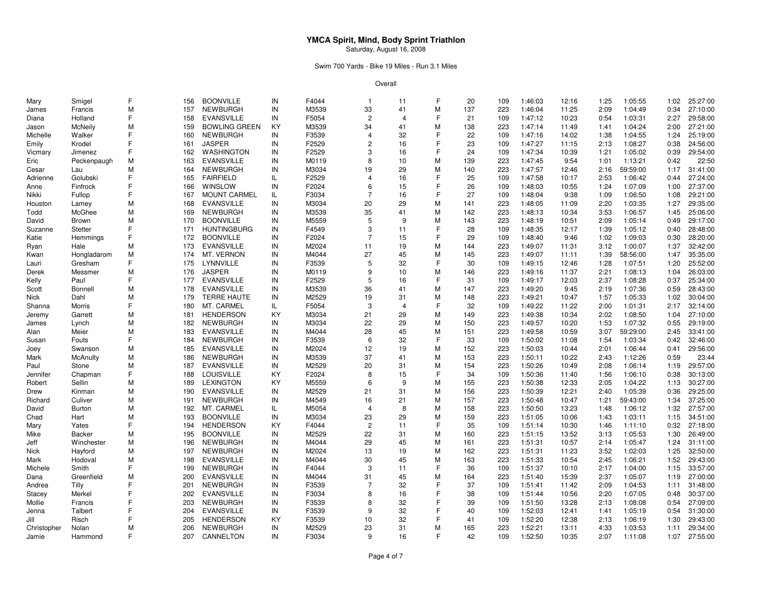# YMCA Spirit, Mind, Body Sprint Triathlon

Saturday, August 16, 2008

Swim 700 Yards - Bike 19 Miles - Run 3.1 Miles

Overall

| | | | | | | | | | | | | | | | | | | | |
|---|---|---|---|---|---|---|---|---|---|---|---|---|---|---|---|---|---|---|---|
| Mary | Smigel | F | 156 | BOONVILLE | IN | F4044 | 1 | 11 | F | 20 | 109 | 1:46:03 | 12:16 | 1:25 | 1:05:55 | 1:02 | 25:27:00 |
| James | Francis | M | 157 | NEWBURGH | IN | M3539 | 33 | 41 | M | 137 | 223 | 1:46:04 | 11:25 | 2:09 | 1:04:49 | 0:34 | 27:10:00 |
| Diana | Holland | F | 158 | EVANSVILLE | IN | F5054 | 2 | 4 | F | 21 | 109 | 1:47:12 | 10:23 | 0:54 | 1:03:31 | 2:27 | 29:58:00 |
| Jason | McNeily | M | 159 | BOWLING GREEN | KY | M3539 | 34 | 41 | M | 138 | 223 | 1:47:14 | 11:49 | 1:41 | 1:04:24 | 2:00 | 27:21:00 |
| Michelle | Walker | F | 160 | NEWBURGH | IN | F3539 | 4 | 32 | F | 22 | 109 | 1:47:16 | 14:02 | 1:38 | 1:04:55 | 1:24 | 25:19:00 |
| Emily | Krodel | F | 161 | JASPER | IN | F2529 | 2 | 16 | F | 23 | 109 | 1:47:27 | 11:15 | 2:13 | 1:08:27 | 0:38 | 24:56:00 |
| Vicmary | Jimenez | F | 162 | WASHINGTON | IN | F2529 | 3 | 16 | F | 24 | 109 | 1:47:34 | 10:39 | 1:21 | 1:05:02 | 0:39 | 29:54:00 |
| Eric | Peckenpaugh | M | 163 | EVANSVILLE | IN | M0119 | 8 | 10 | M | 139 | 223 | 1:47:45 | 9:54 | 1:01 | 1:13:21 | 0:42 | 22:50 |
| Cesar | Lau | M | 164 | NEWBURGH | IN | M3034 | 19 | 29 | M | 140 | 223 | 1:47:57 | 12:46 | 2:16 | 59:59:00 | 1:17 | 31:41:00 |
| Adrienne | Golubski | F | 165 | FAIRFIELD | IL | F2529 | 4 | 16 | F | 25 | 109 | 1:47:58 | 10:17 | 2:53 | 1:06:42 | 0:44 | 27:24:00 |
| Anne | Finfrock | F | 166 | WINSLOW | IN | F2024 | 6 | 15 | F | 26 | 109 | 1:48:03 | 10:55 | 1:24 | 1:07:09 | 1:00 | 27:37:00 |
| Nikki | Fullop | F | 167 | MOUNT CARMEL | IL | F3034 | 7 | 16 | F | 27 | 109 | 1:48:04 | 9:38 | 1:09 | 1:06:50 | 1:08 | 29:21:00 |
| Houston | Lamey | M | 168 | EVANSVILLE | IN | M3034 | 20 | 29 | M | 141 | 223 | 1:48:05 | 11:09 | 2:20 | 1:03:35 | 1:27 | 29:35:00 |
| Todd | McGhee | M | 169 | NEWBURGH | IN | M3539 | 35 | 41 | M | 142 | 223 | 1:48:13 | 10:34 | 3:53 | 1:06:57 | 1:45 | 25:06:00 |
| David | Brown | M | 170 | BOONVILLE | IN | M5559 | 5 | 9 | M | 143 | 223 | 1:48:19 | 10:51 | 2:09 | 1:05:14 | 0:49 | 29:17:00 |
| Suzanne | Stetter | F | 171 | HUNTINGBURG | IN | F4549 | 3 | 11 | F | 28 | 109 | 1:48:35 | 12:17 | 1:39 | 1:05:12 | 0:40 | 28:48:00 |
| Katie | Hemmings | F | 172 | BOONVILLE | IN | F2024 | 7 | 15 | F | 29 | 109 | 1:48:40 | 9:46 | 1:02 | 1:09:03 | 0:30 | 28:20:00 |
| Ryan | Hale | M | 173 | EVANSVILLE | IN | M2024 | 11 | 19 | M | 144 | 223 | 1:49:07 | 11:31 | 3:12 | 1:00:07 | 1:37 | 32:42:00 |
| Kwan | Hongladarom | M | 174 | MT. VERNON | IN | M4044 | 27 | 45 | M | 145 | 223 | 1:49:07 | 11:11 | 1:39 | 58:56:00 | 1:47 | 35:35:00 |
| Lauri | Gresham | F | 175 | LYNNVILLE | IN | F3539 | 5 | 32 | F | 30 | 109 | 1:49:15 | 12:46 | 1:28 | 1:07:51 | 1:20 | 25:52:00 |
| Derek | Messmer | M | 176 | JASPER | IN | M0119 | 9 | 10 | M | 146 | 223 | 1:49:16 | 11:37 | 2:21 | 1:08:13 | 1:04 | 26:03:00 |
| Kelly | Paul | F | 177 | EVANSVILLE | IN | F2529 | 5 | 16 | F | 31 | 109 | 1:49:17 | 12:03 | 2:37 | 1:08:28 | 0:37 | 25:34:00 |
| Scott | Bonnell | M | 178 | EVANSVILLE | IN | M3539 | 36 | 41 | M | 147 | 223 | 1:49:20 | 9:45 | 2:19 | 1:07:36 | 0:59 | 28:43:00 |
| Nick | Dahl | M | 179 | TERRE HAUTE | IN | M2529 | 19 | 31 | M | 148 | 223 | 1:49:21 | 10:47 | 1:57 | 1:05:33 | 1:02 | 30:04:00 |
| Shanna | Morris | F | 180 | MT. CARMEL | IL | F5054 | 3 | 4 | F | 32 | 109 | 1:49:22 | 11:22 | 2:00 | 1:01:31 | 2:17 | 32:14:00 |
| Jeremy | Garrett | M | 181 | HENDERSON | KY | M3034 | 21 | 29 | M | 149 | 223 | 1:49:38 | 10:34 | 2:02 | 1:08:50 | 1:04 | 27:10:00 |
| James | Lynch | M | 182 | NEWBURGH | IN | M3034 | 22 | 29 | M | 150 | 223 | 1:49:57 | 10:20 | 1:53 | 1:07:32 | 0:55 | 29:19:00 |
| Alan | Meier | M | 183 | EVANSVILLE | IN | M4044 | 28 | 45 | M | 151 | 223 | 1:49:58 | 10:59 | 3:07 | 59:29:00 | 2:45 | 33:41:00 |
| Susan | Fouts | F | 184 | NEWBURGH | IN | F3539 | 6 | 32 | F | 33 | 109 | 1:50:02 | 11:08 | 1:54 | 1:03:34 | 0:42 | 32:46:00 |
| Joey | Swanson | M | 185 | EVANSVILLE | IN | M2024 | 12 | 19 | M | 152 | 223 | 1:50:03 | 10:44 | 2:01 | 1:06:44 | 0:41 | 29:56:00 |
| Mark | McAnulty | M | 186 | NEWBURGH | IN | M3539 | 37 | 41 | M | 153 | 223 | 1:50:11 | 10:22 | 2:43 | 1:12:26 | 0:59 | 23:44 |
| Paul | Stone | M | 187 | EVANSVILLE | IN | M2529 | 20 | 31 | M | 154 | 223 | 1:50:26 | 10:49 | 2:08 | 1:06:14 | 1:19 | 29:57:00 |
| Jennifer | Chapman | F | 188 | LOUISVILLE | KY | F2024 | 8 | 15 | F | 34 | 109 | 1:50:36 | 11:40 | 1:56 | 1:06:10 | 0:38 | 30:13:00 |
| Robert | Sellin | M | 189 | LEXINGTON | KY | M5559 | 6 | 9 | M | 155 | 223 | 1:50:38 | 12:33 | 2:05 | 1:04:22 | 1:13 | 30:27:00 |
| Drew | Kinman | M | 190 | EVANSVILLE | IN | M2529 | 21 | 31 | M | 156 | 223 | 1:50:39 | 12:21 | 2:40 | 1:05:39 | 0:36 | 29:25:00 |
| Richard | Culiver | M | 191 | NEWBURGH | IN | M4549 | 16 | 21 | M | 157 | 223 | 1:50:48 | 10:47 | 1:21 | 59:43:00 | 1:34 | 37:25:00 |
| David | Burton | M | 192 | MT. CARMEL | IL | M5054 | 4 | 8 | M | 158 | 223 | 1:50:50 | 13:23 | 1:48 | 1:06:12 | 1:32 | 27:57:00 |
| Chad | Hart | M | 193 | BOONVILLE | IN | M3034 | 23 | 29 | M | 159 | 223 | 1:51:05 | 10:06 | 1:43 | 1:03:11 | 1:15 | 34:51:00 |
| Mary | Yates | F | 194 | HENDERSON | KY | F4044 | 2 | 11 | F | 35 | 109 | 1:51:14 | 10:30 | 1:46 | 1:11:10 | 0:32 | 27:18:00 |
| Mike | Backer | M | 195 | BOONVILLE | IN | M2529 | 22 | 31 | M | 160 | 223 | 1:51:15 | 13:52 | 3:13 | 1:05:53 | 1:30 | 26:49:00 |
| Jeff | Winchester | M | 196 | NEWBURGH | IN | M4044 | 29 | 45 | M | 161 | 223 | 1:51:31 | 10:57 | 2:14 | 1:05:47 | 1:24 | 31:11:00 |
| Nick | Hayford | M | 197 | NEWBURGH | IN | M2024 | 13 | 19 | M | 162 | 223 | 1:51:31 | 11:23 | 3:52 | 1:02:03 | 1:25 | 32:50:00 |
| Mark | Hodoval | M | 198 | EVANSVILLE | IN | M4044 | 30 | 45 | M | 163 | 223 | 1:51:33 | 10:54 | 2:45 | 1:06:21 | 1:52 | 29:43:00 |
| Michele | Smith | F | 199 | NEWBURGH | IN | F4044 | 3 | 11 | F | 36 | 109 | 1:51:37 | 10:10 | 2:17 | 1:04:00 | 1:15 | 33:57:00 |
| Dana | Greenfield | M | 200 | EVANSVILLE | IN | M4044 | 31 | 45 | M | 164 | 223 | 1:51:40 | 15:39 | 2:37 | 1:05:07 | 1:19 | 27:00:00 |
| Andrea | Tilly | F | 201 | NEWBURGH | IN | F3539 | 7 | 32 | F | 37 | 109 | 1:51:41 | 11:42 | 2:09 | 1:04:53 | 1:11 | 31:48:00 |
| Stacey | Merkel | F | 202 | EVANSVILLE | IN | F3034 | 8 | 16 | F | 38 | 109 | 1:51:44 | 10:56 | 2:20 | 1:07:05 | 0:48 | 30:37:00 |
| Mollie | Francis | F | 203 | NEWBURGH | IN | F3539 | 8 | 32 | F | 39 | 109 | 1:51:50 | 13:28 | 2:13 | 1:08:08 | 0:54 | 27:09:00 |
| Jenna | Talbert | F | 204 | EVANSVILLE | IN | F3539 | 9 | 32 | F | 40 | 109 | 1:52:03 | 12:41 | 1:41 | 1:05:19 | 0:54 | 31:30:00 |
| Jill | Risch | F | 205 | HENDERSON | KY | F3539 | 10 | 32 | F | 41 | 109 | 1:52:20 | 12:38 | 2:13 | 1:06:19 | 1:30 | 29:43:00 |
| Christopher | Nolan | M | 206 | NEWBURGH | IN | M2529 | 23 | 31 | M | 165 | 223 | 1:52:21 | 13:11 | 4:33 | 1:03:53 | 1:11 | 29:34:00 |
| Jamie | Hammond | F | 207 | CANNELTON | IN | F3034 | 9 | 16 | F | 42 | 109 | 1:52:50 | 10:35 | 2:07 | 1:11:08 | 1:07 | 27:55:00 |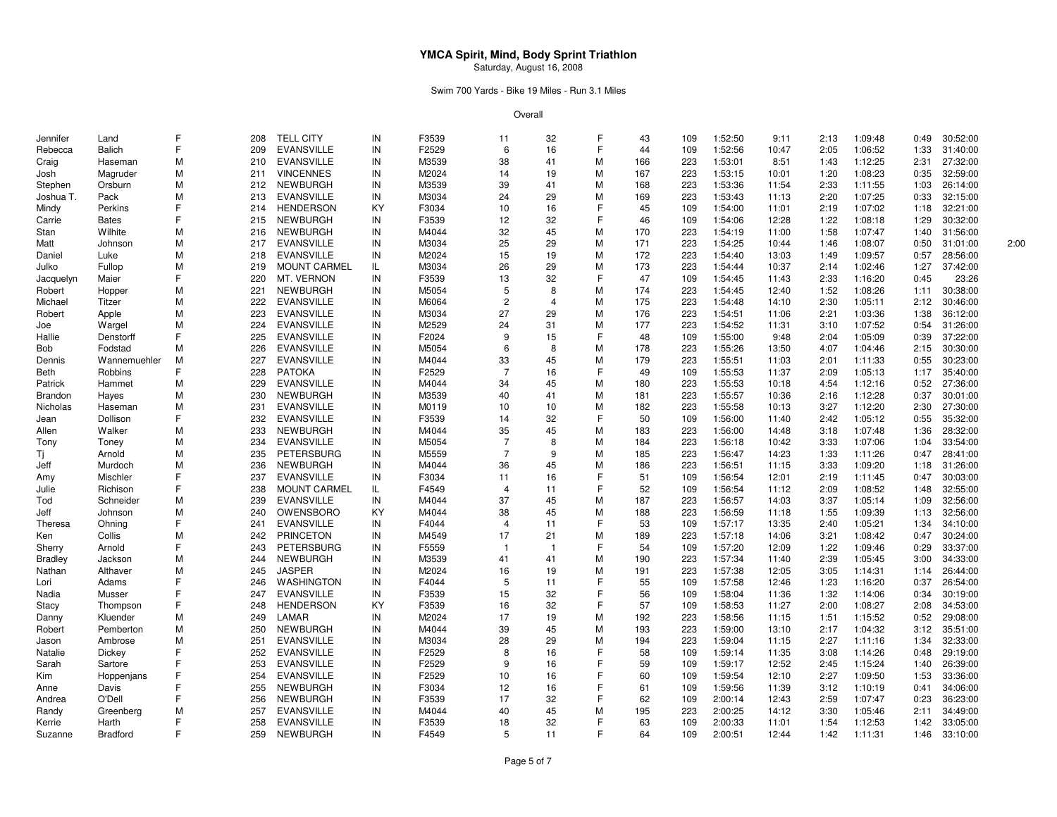# YMCA Spirit, Mind, Body Sprint Triathlon

Saturday, August 16, 2008

Swim 700 Yards - Bike 19 Miles - Run 3.1 Miles

Overall

| First | Last | Sex | Place | City | State | Div | Div Place | Div Total | Sex | Sex Place | Sex Total | Time | Swim | T1 | Bike | T2 | Run | |
|---|---|---|---|---|---|---|---|---|---|---|---|---|---|---|---|---|---|---|
| Jennifer | Land | F | 208 | TELL CITY | IN | F3539 | 11 | 32 | F | 43 | 109 | 1:52:50 | 9:11 | 2:13 | 1:09:48 | 0:49 | 30:52:00 | |
| Rebecca | Balich | F | 209 | EVANSVILLE | IN | F2529 | 6 | 16 | F | 44 | 109 | 1:52:56 | 10:47 | 2:05 | 1:06:52 | 1:33 | 31:40:00 | |
| Craig | Haseman | M | 210 | EVANSVILLE | IN | M3539 | 38 | 41 | M | 166 | 223 | 1:53:01 | 8:51 | 1:43 | 1:12:25 | 2:31 | 27:32:00 | |
| Josh | Magruder | M | 211 | VINCENNES | IN | M2024 | 14 | 19 | M | 167 | 223 | 1:53:15 | 10:01 | 1:20 | 1:08:23 | 0:35 | 32:59:00 | |
| Stephen | Orsburn | M | 212 | NEWBURGH | IN | M3539 | 39 | 41 | M | 168 | 223 | 1:53:36 | 11:54 | 2:33 | 1:11:55 | 1:03 | 26:14:00 | |
| Joshua T. | Pack | M | 213 | EVANSVILLE | IN | M3034 | 24 | 29 | M | 169 | 223 | 1:53:43 | 11:13 | 2:20 | 1:07:25 | 0:33 | 32:15:00 | |
| Mindy | Perkins | F | 214 | HENDERSON | KY | F3034 | 10 | 16 | F | 45 | 109 | 1:54:00 | 11:01 | 2:19 | 1:07:02 | 1:18 | 32:21:00 | |
| Carrie | Bates | F | 215 | NEWBURGH | IN | F3539 | 12 | 32 | F | 46 | 109 | 1:54:06 | 12:28 | 1:22 | 1:08:18 | 1:29 | 30:32:00 | |
| Stan | Wilhite | M | 216 | NEWBURGH | IN | M4044 | 32 | 45 | M | 170 | 223 | 1:54:19 | 11:00 | 1:58 | 1:07:47 | 1:40 | 31:56:00 | |
| Matt | Johnson | M | 217 | EVANSVILLE | IN | M3034 | 25 | 29 | M | 171 | 223 | 1:54:25 | 10:44 | 1:46 | 1:08:07 | 0:50 | 31:01:00 | 2:00 |
| Daniel | Luke | M | 218 | EVANSVILLE | IN | M2024 | 15 | 19 | M | 172 | 223 | 1:54:40 | 13:03 | 1:49 | 1:09:57 | 0:57 | 28:56:00 | |
| Julko | Fullop | M | 219 | MOUNT CARMEL | IL | M3034 | 26 | 29 | M | 173 | 223 | 1:54:44 | 10:37 | 2:14 | 1:02:46 | 1:27 | 37:42:00 | |
| Jacquelyn | Maier | F | 220 | MT. VERNON | IN | F3539 | 13 | 32 | F | 47 | 109 | 1:54:45 | 11:43 | 2:33 | 1:16:20 | 0:45 | 23:26 | |
| Robert | Hopper | M | 221 | NEWBURGH | IN | M5054 | 5 | 8 | M | 174 | 223 | 1:54:45 | 12:40 | 1:52 | 1:08:26 | 1:11 | 30:38:00 | |
| Michael | Titzer | M | 222 | EVANSVILLE | IN | M6064 | 2 | 4 | M | 175 | 223 | 1:54:48 | 14:10 | 2:30 | 1:05:11 | 2:12 | 30:46:00 | |
| Robert | Apple | M | 223 | EVANSVILLE | IN | M3034 | 27 | 29 | M | 176 | 223 | 1:54:51 | 11:06 | 2:21 | 1:03:36 | 1:38 | 36:12:00 | |
| Joe | Wargel | M | 224 | EVANSVILLE | IN | M2529 | 24 | 31 | M | 177 | 223 | 1:54:52 | 11:31 | 3:10 | 1:07:52 | 0:54 | 31:26:00 | |
| Hallie | Denstorff | F | 225 | EVANSVILLE | IN | F2024 | 9 | 15 | F | 48 | 109 | 1:55:00 | 9:48 | 2:04 | 1:05:09 | 0:39 | 37:22:00 | |
| Bob | Fodstad | M | 226 | EVANSVILLE | IN | M5054 | 6 | 8 | M | 178 | 223 | 1:55:26 | 13:50 | 4:07 | 1:04:46 | 2:15 | 30:30:00 | |
| Dennis | Wannemuehler | M | 227 | EVANSVILLE | IN | M4044 | 33 | 45 | M | 179 | 223 | 1:55:51 | 11:03 | 2:01 | 1:11:33 | 0:55 | 30:23:00 | |
| Beth | Robbins | F | 228 | PATOKA | IN | F2529 | 7 | 16 | F | 49 | 109 | 1:55:53 | 11:37 | 2:09 | 1:05:13 | 1:17 | 35:40:00 | |
| Patrick | Hammet | M | 229 | EVANSVILLE | IN | M4044 | 34 | 45 | M | 180 | 223 | 1:55:53 | 10:18 | 4:54 | 1:12:16 | 0:52 | 27:36:00 | |
| Brandon | Hayes | M | 230 | NEWBURGH | IN | M3539 | 40 | 41 | M | 181 | 223 | 1:55:57 | 10:36 | 2:16 | 1:12:28 | 0:37 | 30:01:00 | |
| Nicholas | Haseman | M | 231 | EVANSVILLE | IN | M0119 | 10 | 10 | M | 182 | 223 | 1:55:58 | 10:13 | 3:27 | 1:12:20 | 2:30 | 27:30:00 | |
| Jean | Dollison | F | 232 | EVANSVILLE | IN | F3539 | 14 | 32 | F | 50 | 109 | 1:56:00 | 11:40 | 2:42 | 1:05:12 | 0:55 | 35:32:00 | |
| Allen | Walker | M | 233 | NEWBURGH | IN | M4044 | 35 | 45 | M | 183 | 223 | 1:56:00 | 14:48 | 3:18 | 1:07:48 | 1:36 | 28:32:00 | |
| Tony | Toney | M | 234 | EVANSVILLE | IN | M5054 | 7 | 8 | M | 184 | 223 | 1:56:18 | 10:42 | 3:33 | 1:07:06 | 1:04 | 33:54:00 | |
| Tj | Arnold | M | 235 | PETERSBURG | IN | M5559 | 7 | 9 | M | 185 | 223 | 1:56:47 | 14:23 | 1:33 | 1:11:26 | 0:47 | 28:41:00 | |
| Jeff | Murdoch | M | 236 | NEWBURGH | IN | M4044 | 36 | 45 | M | 186 | 223 | 1:56:51 | 11:15 | 3:33 | 1:09:20 | 1:18 | 31:26:00 | |
| Amy | Mischler | F | 237 | EVANSVILLE | IN | F3034 | 11 | 16 | F | 51 | 109 | 1:56:54 | 12:01 | 2:19 | 1:11:45 | 0:47 | 30:03:00 | |
| Julie | Richison | F | 238 | MOUNT CARMEL | IL | F4549 | 4 | 11 | F | 52 | 109 | 1:56:54 | 11:12 | 2:09 | 1:08:52 | 1:48 | 32:55:00 | |
| Tod | Schneider | M | 239 | EVANSVILLE | IN | M4044 | 37 | 45 | M | 187 | 223 | 1:56:57 | 14:03 | 3:37 | 1:05:14 | 1:09 | 32:56:00 | |
| Jeff | Johnson | M | 240 | OWENSBORO | KY | M4044 | 38 | 45 | M | 188 | 223 | 1:56:59 | 11:18 | 1:55 | 1:09:39 | 1:13 | 32:56:00 | |
| Theresa | Ohning | F | 241 | EVANSVILLE | IN | F4044 | 4 | 11 | F | 53 | 109 | 1:57:17 | 13:35 | 2:40 | 1:05:21 | 1:34 | 34:10:00 | |
| Ken | Collis | M | 242 | PRINCETON | IN | M4549 | 17 | 21 | M | 189 | 223 | 1:57:18 | 14:06 | 3:21 | 1:08:42 | 0:47 | 30:24:00 | |
| Sherry | Arnold | F | 243 | PETERSBURG | IN | F5559 | 1 | 1 | F | 54 | 109 | 1:57:20 | 12:09 | 1:22 | 1:09:46 | 0:29 | 33:37:00 | |
| Bradley | Jackson | M | 244 | NEWBURGH | IN | M3539 | 41 | 41 | M | 190 | 223 | 1:57:34 | 11:40 | 2:39 | 1:05:45 | 3:00 | 34:33:00 | |
| Nathan | Althaver | M | 245 | JASPER | IN | M2024 | 16 | 19 | M | 191 | 223 | 1:57:38 | 12:05 | 3:05 | 1:14:31 | 1:14 | 26:44:00 | |
| Lori | Adams | F | 246 | WASHINGTON | IN | F4044 | 5 | 11 | F | 55 | 109 | 1:57:58 | 12:46 | 1:23 | 1:16:20 | 0:37 | 26:54:00 | |
| Nadia | Musser | F | 247 | EVANSVILLE | IN | F3539 | 15 | 32 | F | 56 | 109 | 1:58:04 | 11:36 | 1:32 | 1:14:06 | 0:34 | 30:19:00 | |
| Stacy | Thompson | F | 248 | HENDERSON | KY | F3539 | 16 | 32 | F | 57 | 109 | 1:58:53 | 11:27 | 2:00 | 1:08:27 | 2:08 | 34:53:00 | |
| Danny | Kluender | M | 249 | LAMAR | IN | M2024 | 17 | 19 | M | 192 | 223 | 1:58:56 | 11:15 | 1:51 | 1:15:52 | 0:52 | 29:08:00 | |
| Robert | Pemberton | M | 250 | NEWBURGH | IN | M4044 | 39 | 45 | M | 193 | 223 | 1:59:00 | 13:10 | 2:17 | 1:04:32 | 3:12 | 35:51:00 | |
| Jason | Ambrose | M | 251 | EVANSVILLE | IN | M3034 | 28 | 29 | M | 194 | 223 | 1:59:04 | 11:15 | 2:27 | 1:11:16 | 1:34 | 32:33:00 | |
| Natalie | Dickey | F | 252 | EVANSVILLE | IN | F2529 | 8 | 16 | F | 58 | 109 | 1:59:14 | 11:35 | 3:08 | 1:14:26 | 0:48 | 29:19:00 | |
| Sarah | Sartore | F | 253 | EVANSVILLE | IN | F2529 | 9 | 16 | F | 59 | 109 | 1:59:17 | 12:52 | 2:45 | 1:15:24 | 1:40 | 26:39:00 | |
| Kim | Hoppenjans | F | 254 | EVANSVILLE | IN | F2529 | 10 | 16 | F | 60 | 109 | 1:59:54 | 12:10 | 2:27 | 1:09:50 | 1:53 | 33:36:00 | |
| Anne | Davis | F | 255 | NEWBURGH | IN | F3034 | 12 | 16 | F | 61 | 109 | 1:59:56 | 11:39 | 3:12 | 1:10:19 | 0:41 | 34:06:00 | |
| Andrea | O'Dell | F | 256 | NEWBURGH | IN | F3539 | 17 | 32 | F | 62 | 109 | 2:00:14 | 12:43 | 2:59 | 1:07:47 | 0:23 | 36:23:00 | |
| Randy | Greenberg | M | 257 | EVANSVILLE | IN | M4044 | 40 | 45 | M | 195 | 223 | 2:00:25 | 14:12 | 3:30 | 1:05:46 | 2:11 | 34:49:00 | |
| Kerrie | Harth | F | 258 | EVANSVILLE | IN | F3539 | 18 | 32 | F | 63 | 109 | 2:00:33 | 11:01 | 1:54 | 1:12:53 | 1:42 | 33:05:00 | |
| Suzanne | Bradford | F | 259 | NEWBURGH | IN | F4549 | 5 | 11 | F | 64 | 109 | 2:00:51 | 12:44 | 1:42 | 1:11:31 | 1:46 | 33:10:00 | |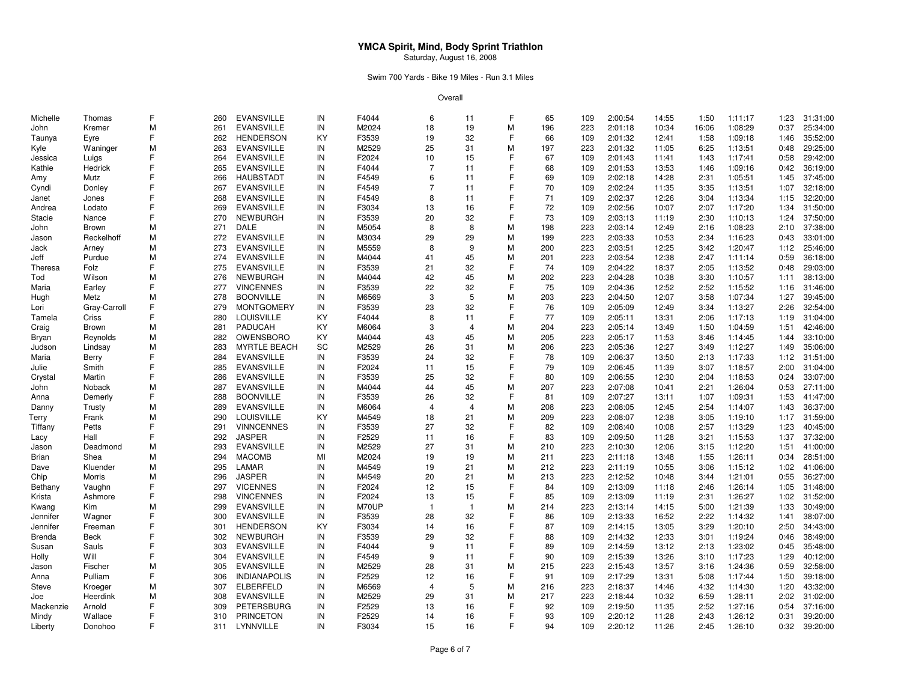# YMCA Spirit, Mind, Body Sprint Triathlon

Saturday, August 16, 2008

Swim 700 Yards - Bike 19 Miles - Run 3.1 Miles

Overall

| | | | | | | | | | | | | | | | | | | |
|---|---|---|---|---|---|---|---|---|---|---|---|---|---|---|---|---|---|---|
| Michelle | Thomas | F | 260 | EVANSVILLE | IN | F4044 | 6 | 11 | F | 65 | 109 | 2:00:54 | 14:55 | 1:50 | 1:11:17 | 1:23 | 31:31:00 |
| John | Kremer | M | 261 | EVANSVILLE | IN | M2024 | 18 | 19 | M | 196 | 223 | 2:01:18 | 10:34 | 16:06 | 1:08:29 | 0:37 | 25:34:00 |
| Taunya | Eyre | F | 262 | HENDERSON | KY | F3539 | 19 | 32 | F | 66 | 109 | 2:01:32 | 12:41 | 1:58 | 1:09:18 | 1:46 | 35:52:00 |
| Kyle | Waninger | M | 263 | EVANSVILLE | IN | M2529 | 25 | 31 | M | 197 | 223 | 2:01:32 | 11:05 | 6:25 | 1:13:51 | 0:48 | 29:25:00 |
| Jessica | Luigs | F | 264 | EVANSVILLE | IN | F2024 | 10 | 15 | F | 67 | 109 | 2:01:43 | 11:41 | 1:43 | 1:17:41 | 0:58 | 29:42:00 |
| Kathie | Hedrick | F | 265 | EVANSVILLE | IN | F4044 | 7 | 11 | F | 68 | 109 | 2:01:53 | 13:53 | 1:46 | 1:09:16 | 0:42 | 36:19:00 |
| Amy | Mutz | F | 266 | HAUBSTADT | IN | F4549 | 6 | 11 | F | 69 | 109 | 2:02:18 | 14:28 | 2:31 | 1:05:51 | 1:45 | 37:45:00 |
| Cyndi | Donley | F | 267 | EVANSVILLE | IN | F4549 | 7 | 11 | F | 70 | 109 | 2:02:24 | 11:35 | 3:35 | 1:13:51 | 1:07 | 32:18:00 |
| Janet | Jones | F | 268 | EVANSVILLE | IN | F4549 | 8 | 11 | F | 71 | 109 | 2:02:37 | 12:26 | 3:04 | 1:13:34 | 1:15 | 32:20:00 |
| Andrea | Lodato | F | 269 | EVANSVILLE | IN | F3034 | 13 | 16 | F | 72 | 109 | 2:02:56 | 10:07 | 2:07 | 1:17:20 | 1:34 | 31:50:00 |
| Stacie | Nance | F | 270 | NEWBURGH | IN | F3539 | 20 | 32 | F | 73 | 109 | 2:03:13 | 11:19 | 2:30 | 1:10:13 | 1:24 | 37:50:00 |
| John | Brown | M | 271 | DALE | IN | M5054 | 8 | 8 | M | 198 | 223 | 2:03:14 | 12:49 | 2:16 | 1:08:23 | 2:10 | 37:38:00 |
| Jason | Reckelhoff | M | 272 | EVANSVILLE | IN | M3034 | 29 | 29 | M | 199 | 223 | 2:03:33 | 10:53 | 2:34 | 1:16:23 | 0:43 | 33:01:00 |
| Jack | Arney | M | 273 | EVANSVILLE | IN | M5559 | 8 | 9 | M | 200 | 223 | 2:03:51 | 12:25 | 3:42 | 1:20:47 | 1:12 | 25:46:00 |
| Jeff | Purdue | M | 274 | EVANSVILLE | IN | M4044 | 41 | 45 | M | 201 | 223 | 2:03:54 | 12:38 | 2:47 | 1:11:14 | 0:59 | 36:18:00 |
| Theresa | Folz | F | 275 | EVANSVILLE | IN | F3539 | 21 | 32 | F | 74 | 109 | 2:04:22 | 18:37 | 2:05 | 1:13:52 | 0:48 | 29:03:00 |
| Tod | Wilson | M | 276 | NEWBURGH | IN | M4044 | 42 | 45 | M | 202 | 223 | 2:04:28 | 10:38 | 3:30 | 1:10:57 | 1:11 | 38:13:00 |
| Maria | Earley | F | 277 | VINCENNES | IN | F3539 | 22 | 32 | F | 75 | 109 | 2:04:36 | 12:52 | 2:52 | 1:15:52 | 1:16 | 31:46:00 |
| Hugh | Metz | M | 278 | BOONVILLE | IN | M6569 | 3 | 5 | M | 203 | 223 | 2:04:50 | 12:07 | 3:58 | 1:07:34 | 1:27 | 39:45:00 |
| Lori | Gray-Carroll | F | 279 | MONTGOMERY | IN | F3539 | 23 | 32 | F | 76 | 109 | 2:05:09 | 12:49 | 3:34 | 1:13:27 | 2:26 | 32:54:00 |
| Tamela | Criss | F | 280 | LOUISVILLE | KY | F4044 | 8 | 11 | F | 77 | 109 | 2:05:11 | 13:31 | 2:06 | 1:17:13 | 1:19 | 31:04:00 |
| Craig | Brown | M | 281 | PADUCAH | KY | M6064 | 3 | 4 | M | 204 | 223 | 2:05:14 | 13:49 | 1:50 | 1:04:59 | 1:51 | 42:46:00 |
| Bryan | Reynolds | M | 282 | OWENSBORO | KY | M4044 | 43 | 45 | M | 205 | 223 | 2:05:17 | 11:53 | 3:46 | 1:14:45 | 1:44 | 33:10:00 |
| Judson | Lindsay | M | 283 | MYRTLE BEACH | SC | M2529 | 26 | 31 | M | 206 | 223 | 2:05:36 | 12:27 | 3:49 | 1:12:27 | 1:49 | 35:06:00 |
| Maria | Berry | F | 284 | EVANSVILLE | IN | F3539 | 24 | 32 | F | 78 | 109 | 2:06:37 | 13:50 | 2:13 | 1:17:33 | 1:12 | 31:51:00 |
| Julie | Smith | F | 285 | EVANSVILLE | IN | F2024 | 11 | 15 | F | 79 | 109 | 2:06:45 | 11:39 | 3:07 | 1:18:57 | 2:00 | 31:04:00 |
| Crystal | Martin | F | 286 | EVANSVILLE | IN | F3539 | 25 | 32 | F | 80 | 109 | 2:06:55 | 12:30 | 2:04 | 1:18:53 | 0:24 | 33:07:00 |
| John | Noback | M | 287 | EVANSVILLE | IN | M4044 | 44 | 45 | M | 207 | 223 | 2:07:08 | 10:41 | 2:21 | 1:26:04 | 0:53 | 27:11:00 |
| Anna | Demerly | F | 288 | BOONVILLE | IN | F3539 | 26 | 32 | F | 81 | 109 | 2:07:27 | 13:11 | 1:07 | 1:09:31 | 1:53 | 41:47:00 |
| Danny | Trusty | M | 289 | EVANSVILLE | IN | M6064 | 4 | 4 | M | 208 | 223 | 2:08:05 | 12:45 | 2:54 | 1:14:07 | 1:43 | 36:37:00 |
| Terry | Frank | M | 290 | LOUISVILLE | KY | M4549 | 18 | 21 | M | 209 | 223 | 2:08:07 | 12:38 | 3:05 | 1:19:10 | 1:17 | 31:59:00 |
| Tiffany | Petts | F | 291 | VINNCENNES | IN | F3539 | 27 | 32 | F | 82 | 109 | 2:08:40 | 10:08 | 2:57 | 1:13:29 | 1:23 | 40:45:00 |
| Lacy | Hall | F | 292 | JASPER | IN | F2529 | 11 | 16 | F | 83 | 109 | 2:09:50 | 11:28 | 3:21 | 1:15:53 | 1:37 | 37:32:00 |
| Jason | Deadmond | M | 293 | EVANSVILLE | IN | M2529 | 27 | 31 | M | 210 | 223 | 2:10:30 | 12:06 | 3:15 | 1:12:20 | 1:51 | 41:00:00 |
| Brian | Shea | M | 294 | MACOMB | MI | M2024 | 19 | 19 | M | 211 | 223 | 2:11:18 | 13:48 | 1:55 | 1:26:11 | 0:34 | 28:51:00 |
| Dave | Kluender | M | 295 | LAMAR | IN | M4549 | 19 | 21 | M | 212 | 223 | 2:11:19 | 10:55 | 3:06 | 1:15:12 | 1:02 | 41:06:00 |
| Chip | Morris | M | 296 | JASPER | IN | M4549 | 20 | 21 | M | 213 | 223 | 2:12:52 | 10:48 | 3:44 | 1:21:01 | 0:55 | 36:27:00 |
| Bethany | Vaughn | F | 297 | VICENNES | IN | F2024 | 12 | 15 | F | 84 | 109 | 2:13:09 | 11:18 | 2:46 | 1:26:14 | 1:05 | 31:48:00 |
| Krista | Ashmore | F | 298 | VINCENNES | IN | F2024 | 13 | 15 | F | 85 | 109 | 2:13:09 | 11:19 | 2:31 | 1:26:27 | 1:02 | 31:52:00 |
| Kwang | Kim | M | 299 | EVANSVILLE | IN | M70UP | 1 | 1 | M | 214 | 223 | 2:13:14 | 14:15 | 5:00 | 1:21:39 | 1:33 | 30:49:00 |
| Jennifer | Wagner | F | 300 | EVANSVILLE | IN | F3539 | 28 | 32 | F | 86 | 109 | 2:13:33 | 16:52 | 2:22 | 1:14:32 | 1:41 | 38:07:00 |
| Jennifer | Freeman | F | 301 | HENDERSON | KY | F3034 | 14 | 16 | F | 87 | 109 | 2:14:15 | 13:05 | 3:29 | 1:20:10 | 2:50 | 34:43:00 |
| Brenda | Beck | F | 302 | NEWBURGH | IN | F3539 | 29 | 32 | F | 88 | 109 | 2:14:32 | 12:33 | 3:01 | 1:19:24 | 0:46 | 38:49:00 |
| Susan | Sauls | F | 303 | EVANSVILLE | IN | F4044 | 9 | 11 | F | 89 | 109 | 2:14:59 | 13:12 | 2:13 | 1:23:02 | 0:45 | 35:48:00 |
| Holly | Will | F | 304 | EVANSVILLE | IN | F4549 | 9 | 11 | F | 90 | 109 | 2:15:39 | 13:26 | 3:10 | 1:17:23 | 1:29 | 40:12:00 |
| Jason | Fischer | M | 305 | EVANSVILLE | IN | M2529 | 28 | 31 | M | 215 | 223 | 2:15:43 | 13:57 | 3:16 | 1:24:36 | 0:59 | 32:58:00 |
| Anna | Pulliam | F | 306 | INDIANAPOLIS | IN | F2529 | 12 | 16 | F | 91 | 109 | 2:17:29 | 13:31 | 5:08 | 1:17:44 | 1:50 | 39:18:00 |
| Steve | Kroeger | M | 307 | ELBERFELD | IN | M6569 | 4 | 5 | M | 216 | 223 | 2:18:37 | 14:46 | 4:32 | 1:14:30 | 1:20 | 43:32:00 |
| Joe | Heerdink | M | 308 | EVANSVILLE | IN | M2529 | 29 | 31 | M | 217 | 223 | 2:18:44 | 10:32 | 6:59 | 1:28:11 | 2:02 | 31:02:00 |
| Mackenzie | Arnold | F | 309 | PETERSBURG | IN | F2529 | 13 | 16 | F | 92 | 109 | 2:19:50 | 11:35 | 2:52 | 1:27:16 | 0:54 | 37:16:00 |
| Mindy | Wallace | F | 310 | PRINCETON | IN | F2529 | 14 | 16 | F | 93 | 109 | 2:20:12 | 11:28 | 2:43 | 1:26:12 | 0:31 | 39:20:00 |
| Liberty | Donohoo | F | 311 | LYNNVILLE | IN | F3034 | 15 | 16 | F | 94 | 109 | 2:20:12 | 11:26 | 2:45 | 1:26:10 | 0:32 | 39:20:00 |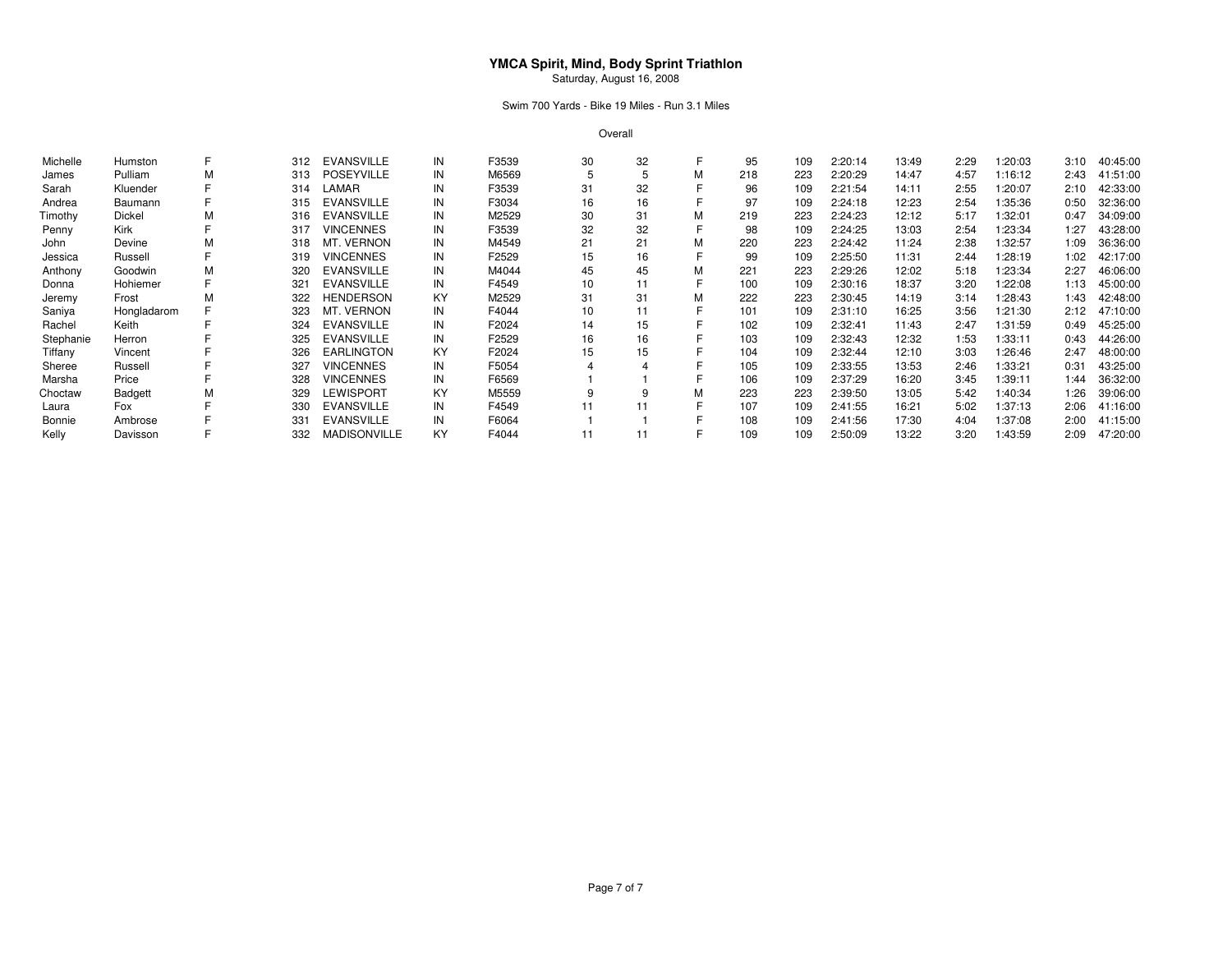**YMCA Spirit, Mind, Body Sprint Triathlon**

Saturday, August 16, 2008

Swim 700 Yards - Bike 19 Miles - Run 3.1 Miles

Overall

| | | | | | | | | | | | | | | | | | | |
|---|---|---|---|---|---|---|---|---|---|---|---|---|---|---|---|---|---|---|
| Michelle | Humston | F | 312 | EVANSVILLE | IN | F3539 | 30 | 32 | F | 95 | 109 | 2:20:14 | 13:49 | 2:29 | 1:20:03 | 3:10 | 40:45:00 |
| James | Pulliam | M | 313 | POSEYVILLE | IN | M6569 | 5 | 5 | M | 218 | 223 | 2:20:29 | 14:47 | 4:57 | 1:16:12 | 2:43 | 41:51:00 |
| Sarah | Kluender | F | 314 | LAMAR | IN | F3539 | 31 | 32 | F | 96 | 109 | 2:21:54 | 14:11 | 2:55 | 1:20:07 | 2:10 | 42:33:00 |
| Andrea | Baumann | F | 315 | EVANSVILLE | IN | F3034 | 16 | 16 | F | 97 | 109 | 2:24:18 | 12:23 | 2:54 | 1:35:36 | 0:50 | 32:36:00 |
| Timothy | Dickel | M | 316 | EVANSVILLE | IN | M2529 | 30 | 31 | M | 219 | 223 | 2:24:23 | 12:12 | 5:17 | 1:32:01 | 0:47 | 34:09:00 |
| Penny | Kirk | F | 317 | VINCENNES | IN | F3539 | 32 | 32 | F | 98 | 109 | 2:24:25 | 13:03 | 2:54 | 1:23:34 | 1:27 | 43:28:00 |
| John | Devine | M | 318 | MT. VERNON | IN | M4549 | 21 | 21 | M | 220 | 223 | 2:24:42 | 11:24 | 2:38 | 1:32:57 | 1:09 | 36:36:00 |
| Jessica | Russell | F | 319 | VINCENNES | IN | F2529 | 15 | 16 | F | 99 | 109 | 2:25:50 | 11:31 | 2:44 | 1:28:19 | 1:02 | 42:17:00 |
| Anthony | Goodwin | M | 320 | EVANSVILLE | IN | M4044 | 45 | 45 | M | 221 | 223 | 2:29:26 | 12:02 | 5:18 | 1:23:34 | 2:27 | 46:06:00 |
| Donna | Hohiemer | F | 321 | EVANSVILLE | IN | F4549 | 10 | 11 | F | 100 | 109 | 2:30:16 | 18:37 | 3:20 | 1:22:08 | 1:13 | 45:00:00 |
| Jeremy | Frost | M | 322 | HENDERSON | KY | M2529 | 31 | 31 | M | 222 | 223 | 2:30:45 | 14:19 | 3:14 | 1:28:43 | 1:43 | 42:48:00 |
| Saniya | Hongladarom | F | 323 | MT. VERNON | IN | F4044 | 10 | 11 | F | 101 | 109 | 2:31:10 | 16:25 | 3:56 | 1:21:30 | 2:12 | 47:10:00 |
| Rachel | Keith | F | 324 | EVANSVILLE | IN | F2024 | 14 | 15 | F | 102 | 109 | 2:32:41 | 11:43 | 2:47 | 1:31:59 | 0:49 | 45:25:00 |
| Stephanie | Herron | F | 325 | EVANSVILLE | IN | F2529 | 16 | 16 | F | 103 | 109 | 2:32:43 | 12:32 | 1:53 | 1:33:11 | 0:43 | 44:26:00 |
| Tiffany | Vincent | F | 326 | EARLINGTON | KY | F2024 | 15 | 15 | F | 104 | 109 | 2:32:44 | 12:10 | 3:03 | 1:26:46 | 2:47 | 48:00:00 |
| Sheree | Russell | F | 327 | VINCENNES | IN | F5054 | 4 | 4 | F | 105 | 109 | 2:33:55 | 13:53 | 2:46 | 1:33:21 | 0:31 | 43:25:00 |
| Marsha | Price | F | 328 | VINCENNES | IN | F6569 | 1 | 1 | F | 106 | 109 | 2:37:29 | 16:20 | 3:45 | 1:39:11 | 1:44 | 36:32:00 |
| Choctaw | Badgett | M | 329 | LEWISPORT | KY | M5559 | 9 | 9 | M | 223 | 223 | 2:39:50 | 13:05 | 5:42 | 1:40:34 | 1:26 | 39:06:00 |
| Laura | Fox | F | 330 | EVANSVILLE | IN | F4549 | 11 | 11 | F | 107 | 109 | 2:41:55 | 16:21 | 5:02 | 1:37:13 | 2:06 | 41:16:00 |
| Bonnie | Ambrose | F | 331 | EVANSVILLE | IN | F6064 | 1 | 1 | F | 108 | 109 | 2:41:56 | 17:30 | 4:04 | 1:37:08 | 2:00 | 41:15:00 |
| Kelly | Davisson | F | 332 | MADISONVILLE | KY | F4044 | 11 | 11 | F | 109 | 109 | 2:50:09 | 13:22 | 3:20 | 1:43:59 | 2:09 | 47:20:00 |